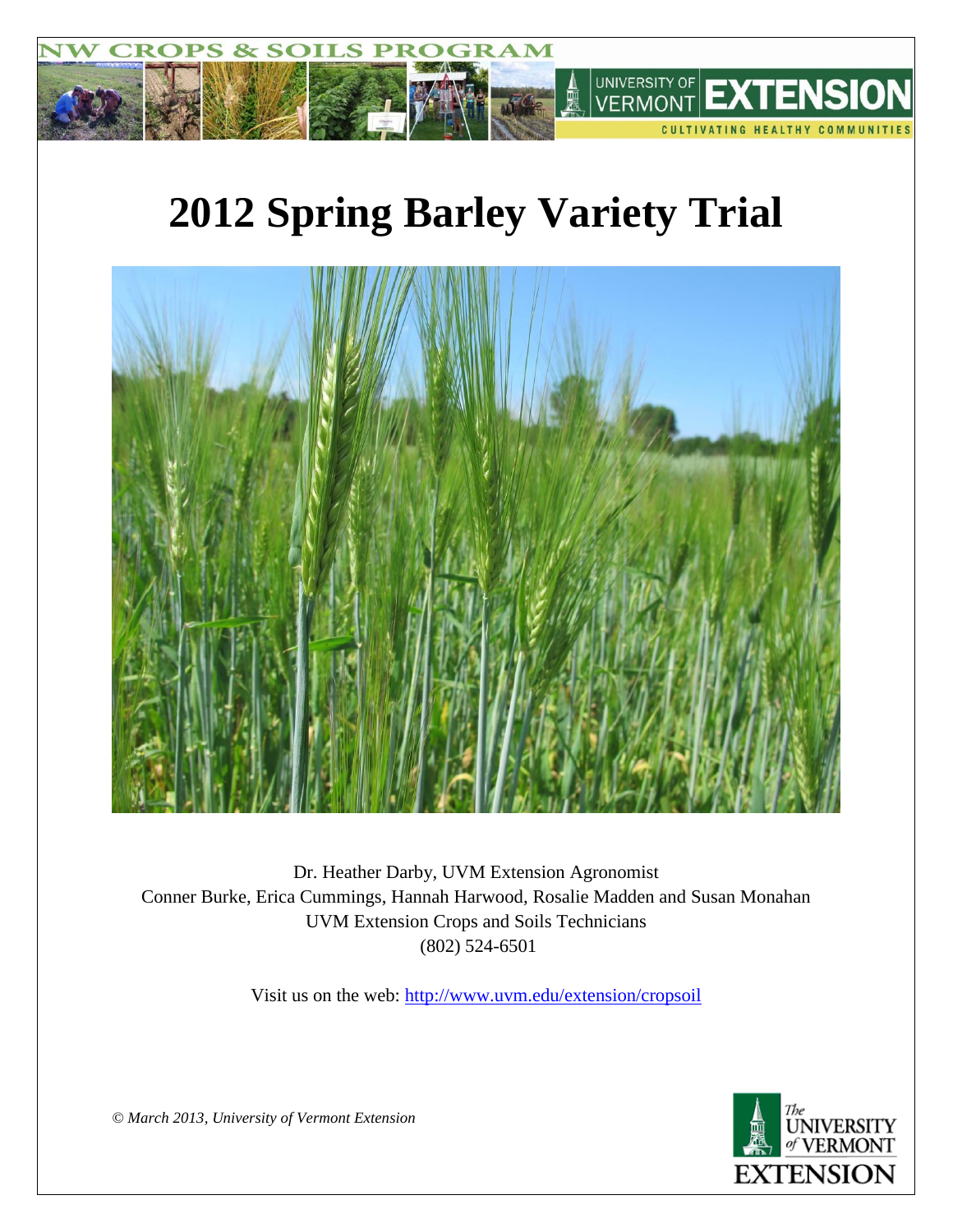# 2012 Spring Barley Variety Trial

Dr. Heather Darby, UVM Extension Agronomist

Conner Burke, Erica Cummings, Hannah Harwood, Rosalie Madden and Susan Monahan

UVM Extension Crops and Soils Technicians

(802) 524-6501

Visit us on the web: http://www.uvm.edu/extension/cropsoil

*© March 2013, University of Vermont Extension*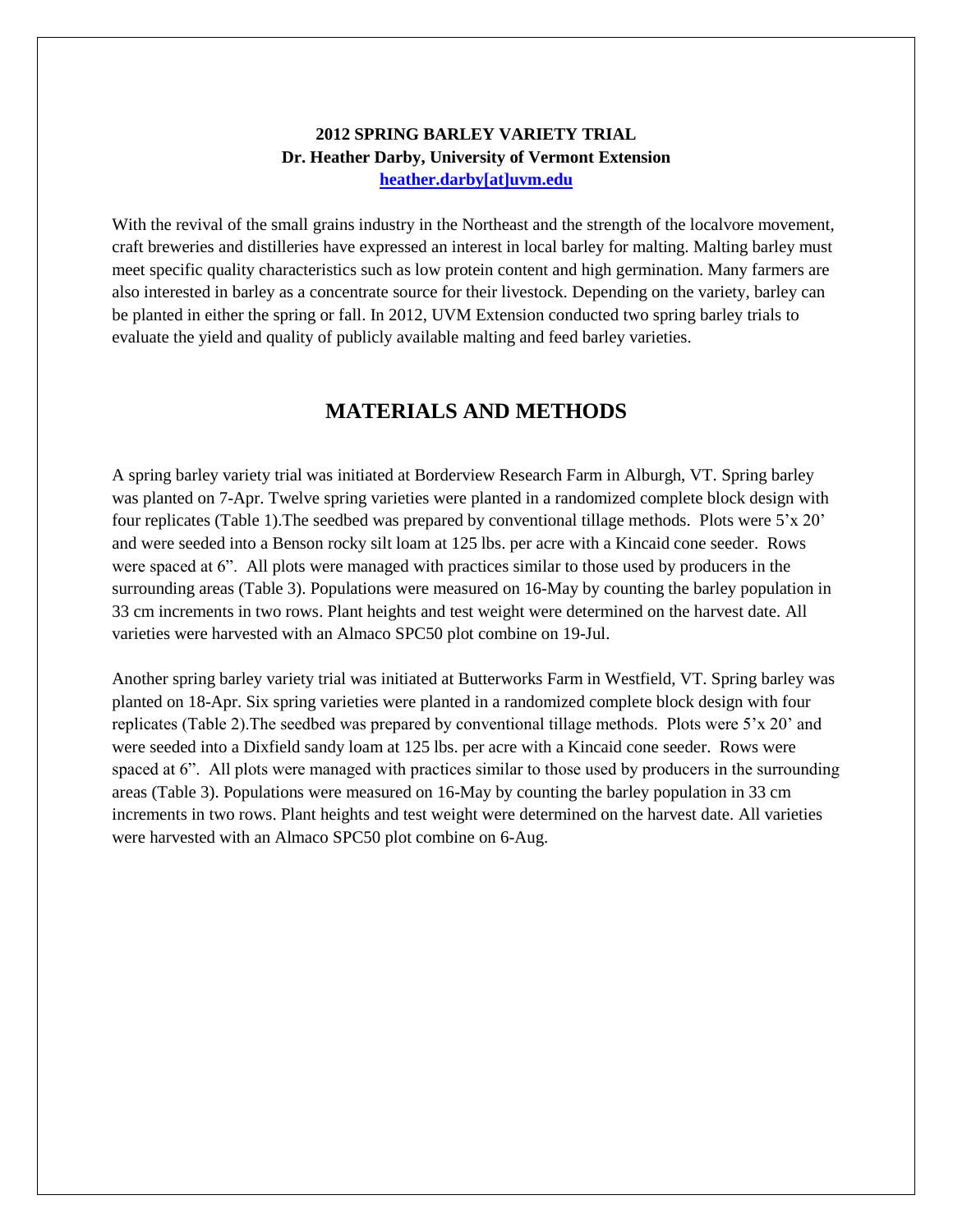**2012 SPRING BARLEY VARIETY TRIAL**
**Dr. Heather Darby, University of Vermont Extension**
**[heather.darby[at]uvm.edu](mailto:heather.darby@uvm.edu)**

With the revival of the small grains industry in the Northeast and the strength of the localvore movement, craft breweries and distilleries have expressed an interest in local barley for malting. Malting barley must meet specific quality characteristics such as low protein content and high germination. Many farmers are also interested in barley as a concentrate source for their livestock. Depending on the variety, barley can be planted in either the spring or fall. In 2012, UVM Extension conducted two spring barley trials to evaluate the yield and quality of publicly available malting and feed barley varieties.

## MATERIALS AND METHODS

A spring barley variety trial was initiated at Borderview Research Farm in Alburgh, VT. Spring barley was planted on 7-Apr. Twelve spring varieties were planted in a randomized complete block design with four replicates (Table 1).The seedbed was prepared by conventional tillage methods. Plots were 5'x 20' and were seeded into a Benson rocky silt loam at 125 lbs. per acre with a Kincaid cone seeder. Rows were spaced at 6". All plots were managed with practices similar to those used by producers in the surrounding areas (Table 3). Populations were measured on 16-May by counting the barley population in 33 cm increments in two rows. Plant heights and test weight were determined on the harvest date. All varieties were harvested with an Almaco SPC50 plot combine on 19-Jul.

Another spring barley variety trial was initiated at Butterworks Farm in Westfield, VT. Spring barley was planted on 18-Apr. Six spring varieties were planted in a randomized complete block design with four replicates (Table 2).The seedbed was prepared by conventional tillage methods. Plots were 5'x 20' and were seeded into a Dixfield sandy loam at 125 lbs. per acre with a Kincaid cone seeder. Rows were spaced at 6". All plots were managed with practices similar to those used by producers in the surrounding areas (Table 3). Populations were measured on 16-May by counting the barley population in 33 cm increments in two rows. Plant heights and test weight were determined on the harvest date. All varieties were harvested with an Almaco SPC50 plot combine on 6-Aug.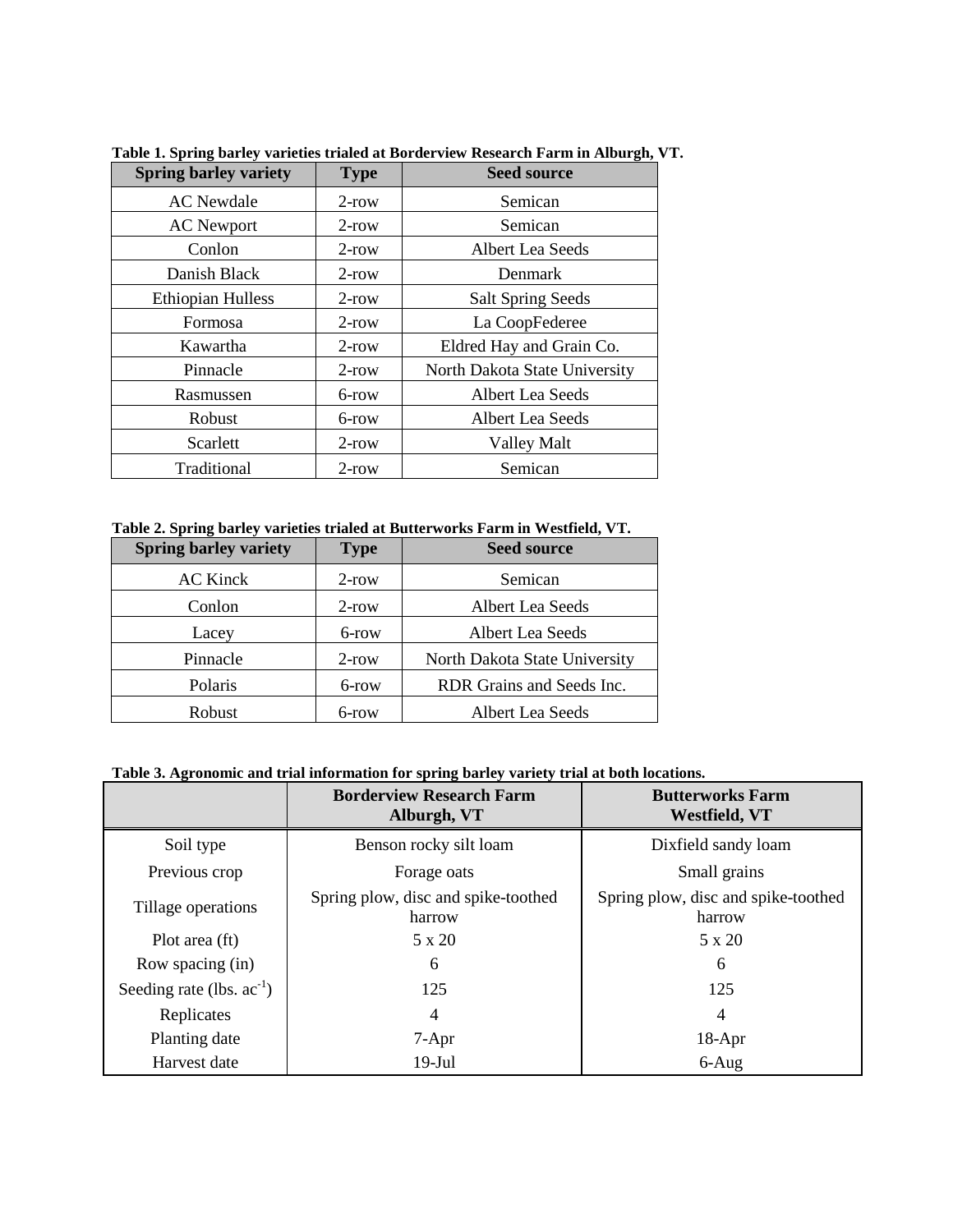**Table 1. Spring barley varieties trialed at Borderview Research Farm in Alburgh, VT.**

| Spring barley variety | Type | Seed source |
|---|---|---|
| AC Newdale | 2-row | Semican |
| AC Newport | 2-row | Semican |
| Conlon | 2-row | Albert Lea Seeds |
| Danish Black | 2-row | Denmark |
| Ethiopian Hulless | 2-row | Salt Spring Seeds |
| Formosa | 2-row | La CoopFederee |
| Kawartha | 2-row | Eldred Hay and Grain Co. |
| Pinnacle | 2-row | North Dakota State University |
| Rasmussen | 6-row | Albert Lea Seeds |
| Robust | 6-row | Albert Lea Seeds |
| Scarlett | 2-row | Valley Malt |
| Traditional | 2-row | Semican |

**Table 2. Spring barley varieties trialed at Butterworks Farm in Westfield, VT.**

| Spring barley variety | Type | Seed source |
|---|---|---|
| AC Kinck | 2-row | Semican |
| Conlon | 2-row | Albert Lea Seeds |
| Lacey | 6-row | Albert Lea Seeds |
| Pinnacle | 2-row | North Dakota State University |
| Polaris | 6-row | RDR Grains and Seeds Inc. |
| Robust | 6-row | Albert Lea Seeds |

**Table 3. Agronomic and trial information for spring barley variety trial at both locations.**

| | Borderview Research Farm Alburgh, VT | Butterworks Farm Westfield, VT |
|---|---|---|
| Soil type | Benson rocky silt loam | Dixfield sandy loam |
| Previous crop | Forage oats | Small grains |
| Tillage operations | Spring plow, disc and spike-toothed harrow | Spring plow, disc and spike-toothed harrow |
| Plot area (ft) | 5 x 20 | 5 x 20 |
| Row spacing (in) | 6 | 6 |
| Seeding rate (lbs. $ac^{-1}$) | 125 | 125 |
| Replicates | 4 | 4 |
| Planting date | 7-Apr | 18-Apr |
| Harvest date | 19-Jul | 6-Aug |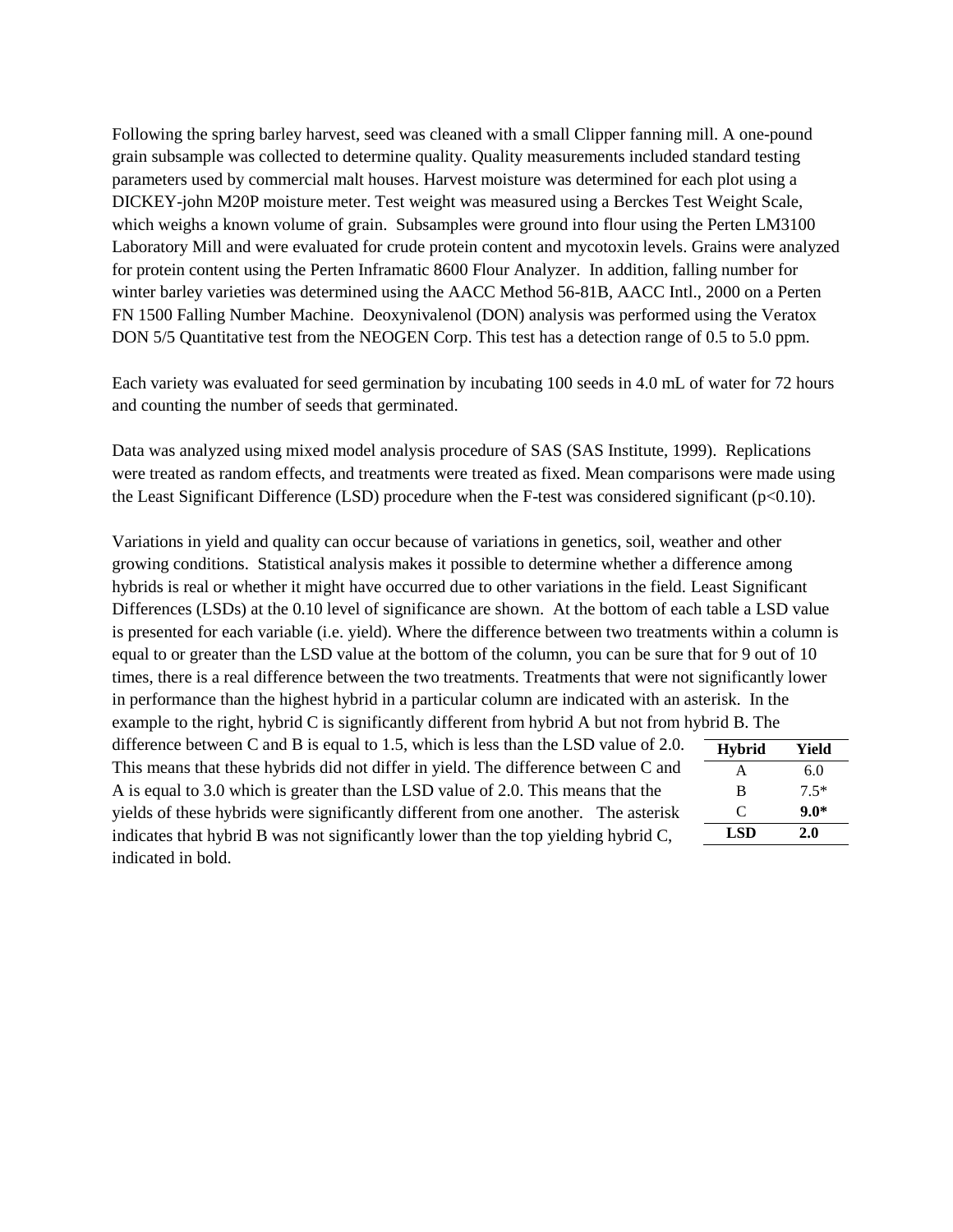Following the spring barley harvest, seed was cleaned with a small Clipper fanning mill. A one-pound grain subsample was collected to determine quality. Quality measurements included standard testing parameters used by commercial malt houses. Harvest moisture was determined for each plot using a DICKEY-john M20P moisture meter. Test weight was measured using a Berckes Test Weight Scale, which weighs a known volume of grain. Subsamples were ground into flour using the Perten LM3100 Laboratory Mill and were evaluated for crude protein content and mycotoxin levels. Grains were analyzed for protein content using the Perten Inframatic 8600 Flour Analyzer. In addition, falling number for winter barley varieties was determined using the AACC Method 56-81B, AACC Intl., 2000 on a Perten FN 1500 Falling Number Machine. Deoxynivalenol (DON) analysis was performed using the Veratox DON 5/5 Quantitative test from the NEOGEN Corp. This test has a detection range of 0.5 to 5.0 ppm.

Each variety was evaluated for seed germination by incubating 100 seeds in 4.0 mL of water for 72 hours and counting the number of seeds that germinated.

Data was analyzed using mixed model analysis procedure of SAS (SAS Institute, 1999). Replications were treated as random effects, and treatments were treated as fixed. Mean comparisons were made using the Least Significant Difference (LSD) procedure when the F-test was considered significant ($p<0.10$).

Variations in yield and quality can occur because of variations in genetics, soil, weather and other growing conditions. Statistical analysis makes it possible to determine whether a difference among hybrids is real or whether it might have occurred due to other variations in the field. Least Significant Differences (LSDs) at the 0.10 level of significance are shown. At the bottom of each table a LSD value is presented for each variable (i.e. yield). Where the difference between two treatments within a column is equal to or greater than the LSD value at the bottom of the column, you can be sure that for 9 out of 10 times, there is a real difference between the two treatments. Treatments that were not significantly lower in performance than the highest hybrid in a particular column are indicated with an asterisk. In the example to the right, hybrid C is significantly different from hybrid A but not from hybrid B. The difference between C and B is equal to 1.5, which is less than the LSD value of 2.0. This means that these hybrids did not differ in yield. The difference between C and A is equal to 3.0 which is greater than the LSD value of 2.0. This means that the yields of these hybrids were significantly different from one another. The asterisk indicates that hybrid B was not significantly lower than the top yielding hybrid C, indicated in bold.

| Hybrid | Yield |
|---|---|
| A | 6.0 |
| B | 7.5* |
| C | **9.0*** |
| **LSD** | **2.0** |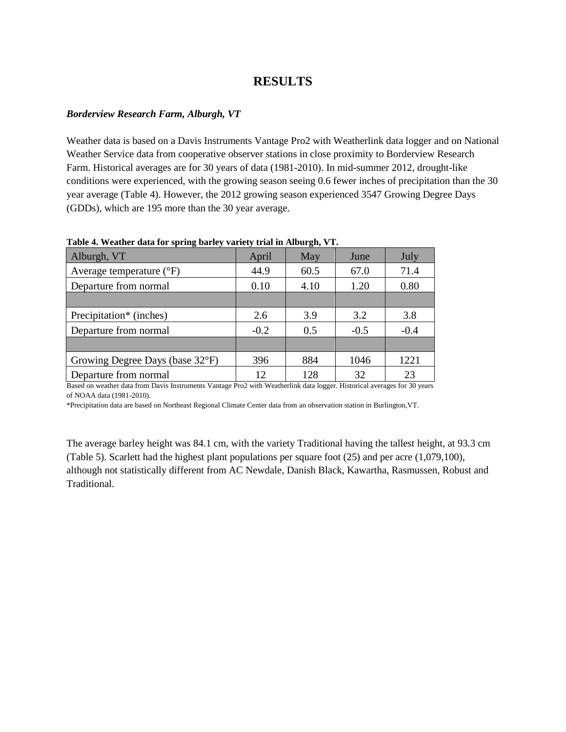# RESULTS

***Borderview Research Farm, Alburgh, VT***

Weather data is based on a Davis Instruments Vantage Pro2 with Weatherlink data logger and on National Weather Service data from cooperative observer stations in close proximity to Borderview Research Farm. Historical averages are for 30 years of data (1981-2010). In mid-summer 2012, drought-like conditions were experienced, with the growing season seeing 0.6 fewer inches of precipitation than the 30 year average (Table 4). However, the 2012 growing season experienced 3547 Growing Degree Days (GDDs), which are 195 more than the 30 year average.

**Table 4. Weather data for spring barley variety trial in Alburgh, VT.**

| Alburgh, VT | April | May | June | July |
|---|---|---|---|---|
| Average temperature (°F) | 44.9 | 60.5 | 67.0 | 71.4 |
| Departure from normal | 0.10 | 4.10 | 1.20 | 0.80 |
| | | | | |
| Precipitation* (inches) | 2.6 | 3.9 | 3.2 | 3.8 |
| Departure from normal | -0.2 | 0.5 | -0.5 | -0.4 |
| | | | | |
| Growing Degree Days (base 32°F) | 396 | 884 | 1046 | 1221 |
| Departure from normal | 12 | 128 | 32 | 23 |

Based on weather data from Davis Instruments Vantage Pro2 with Weatherlink data logger. Historical averages for 30 years of NOAA data (1981-2010).

*Precipitation data are based on Northeast Regional Climate Center data from an observation station in Burlington,VT.

The average barley height was 84.1 cm, with the variety Traditional having the tallest height, at 93.3 cm (Table 5). Scarlett had the highest plant populations per square foot (25) and per acre (1,079,100), although not statistically different from AC Newdale, Danish Black, Kawartha, Rasmussen, Robust and Traditional.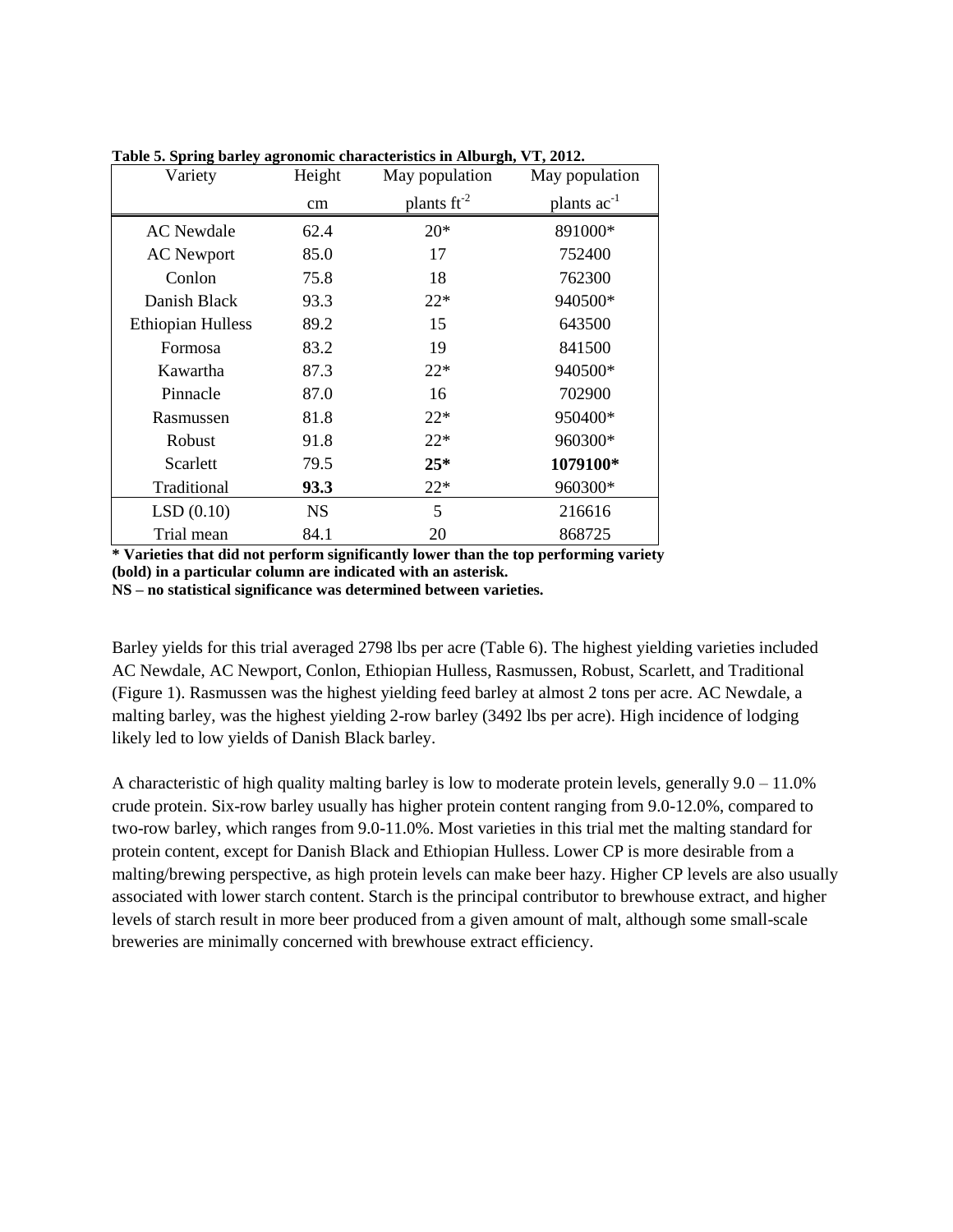**Table 5. Spring barley agronomic characteristics in Alburgh, VT, 2012.**

| Variety | Height | May population | May population |
|---|---|---|---|
| | cm | plants $ft^{-2}$ | plants $ac^{-1}$ |
| AC Newdale | 62.4 | 20* | 891000* |
| AC Newport | 85.0 | 17 | 752400 |
| Conlon | 75.8 | 18 | 762300 |
| Danish Black | 93.3 | 22* | 940500* |
| Ethiopian Hulless | 89.2 | 15 | 643500 |
| Formosa | 83.2 | 19 | 841500 |
| Kawartha | 87.3 | 22* | 940500* |
| Pinnacle | 87.0 | 16 | 702900 |
| Rasmussen | 81.8 | 22* | 950400* |
| Robust | 91.8 | 22* | 960300* |
| Scarlett | 79.5 | **25*** | **1079100*** |
| Traditional | **93.3** | 22* | 960300* |
| LSD (0.10) | NS | 5 | 216616 |
| Trial mean | 84.1 | 20 | 868725 |

**\* Varieties that did not perform significantly lower than the top performing variety (bold) in a particular column are indicated with an asterisk.**
**NS – no statistical significance was determined between varieties.**

Barley yields for this trial averaged 2798 lbs per acre (Table 6). The highest yielding varieties included AC Newdale, AC Newport, Conlon, Ethiopian Hulless, Rasmussen, Robust, Scarlett, and Traditional (Figure 1). Rasmussen was the highest yielding feed barley at almost 2 tons per acre. AC Newdale, a malting barley, was the highest yielding 2-row barley (3492 lbs per acre). High incidence of lodging likely led to low yields of Danish Black barley.

A characteristic of high quality malting barley is low to moderate protein levels, generally 9.0 – 11.0% crude protein. Six-row barley usually has higher protein content ranging from 9.0-12.0%, compared to two-row barley, which ranges from 9.0-11.0%. Most varieties in this trial met the malting standard for protein content, except for Danish Black and Ethiopian Hulless. Lower CP is more desirable from a malting/brewing perspective, as high protein levels can make beer hazy. Higher CP levels are also usually associated with lower starch content. Starch is the principal contributor to brewhouse extract, and higher levels of starch result in more beer produced from a given amount of malt, although some small-scale breweries are minimally concerned with brewhouse extract efficiency.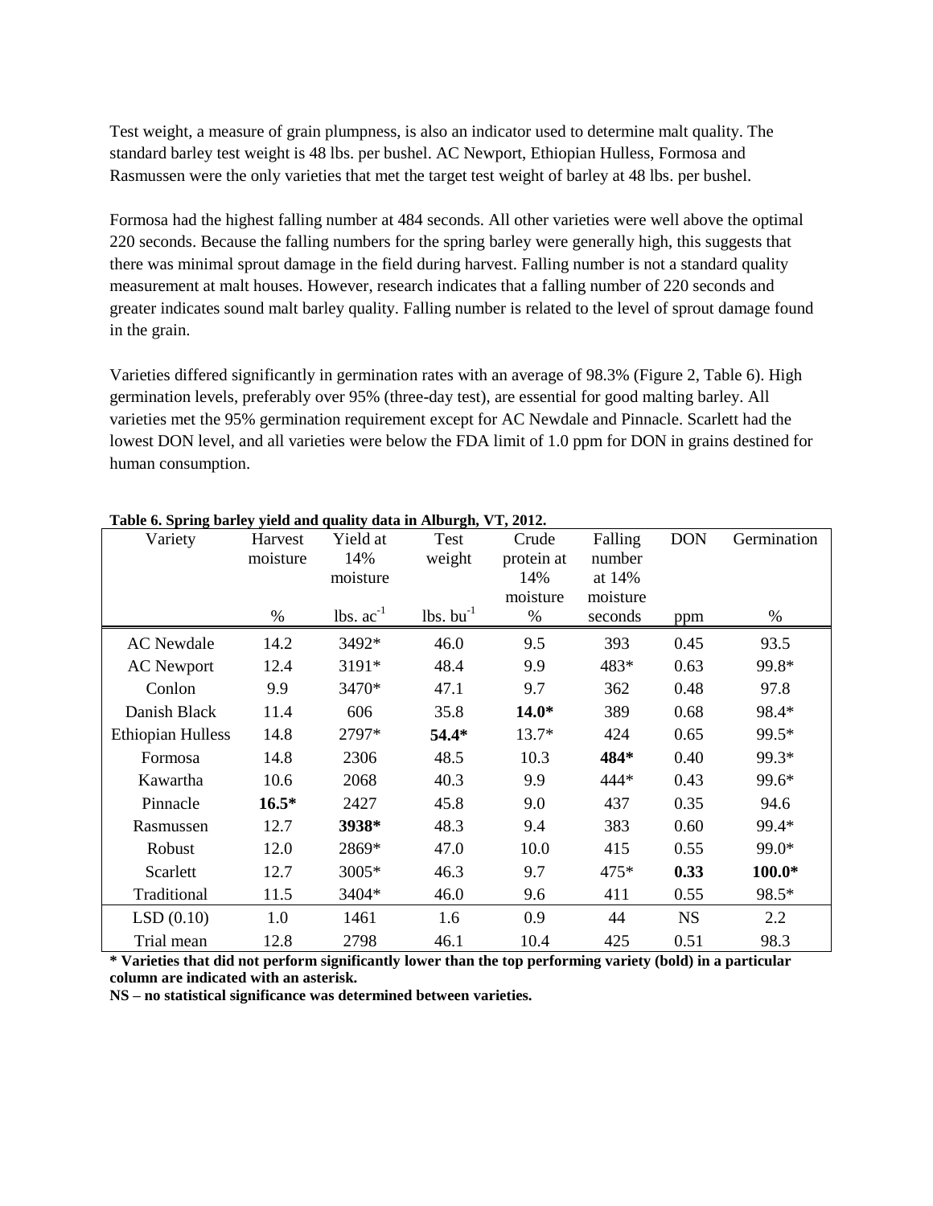Test weight, a measure of grain plumpness, is also an indicator used to determine malt quality. The standard barley test weight is 48 lbs. per bushel. AC Newport, Ethiopian Hulless, Formosa and Rasmussen were the only varieties that met the target test weight of barley at 48 lbs. per bushel.

Formosa had the highest falling number at 484 seconds. All other varieties were well above the optimal 220 seconds. Because the falling numbers for the spring barley were generally high, this suggests that there was minimal sprout damage in the field during harvest. Falling number is not a standard quality measurement at malt houses. However, research indicates that a falling number of 220 seconds and greater indicates sound malt barley quality. Falling number is related to the level of sprout damage found in the grain.

Varieties differed significantly in germination rates with an average of 98.3% (Figure 2, Table 6). High germination levels, preferably over 95% (three-day test), are essential for good malting barley. All varieties met the 95% germination requirement except for AC Newdale and Pinnacle. Scarlett had the lowest DON level, and all varieties were below the FDA limit of 1.0 ppm for DON in grains destined for human consumption.

**Table 6. Spring barley yield and quality data in Alburgh, VT, 2012.**

| Variety | Harvest moisture | Yield at 14% moisture | Test weight | Crude protein at 14% moisture | Falling number at 14% moisture | DON | Germination |
|---|---|---|---|---|---|---|---|
| | % | lbs. $ac^{-1}$ | lbs. $bu^{-1}$ | % | seconds | ppm | % |
| AC Newdale | 14.2 | 3492* | 46.0 | 9.5 | 393 | 0.45 | 93.5 |
| AC Newport | 12.4 | 3191* | 48.4 | 9.9 | 483* | 0.63 | 99.8* |
| Conlon | 9.9 | 3470* | 47.1 | 9.7 | 362 | 0.48 | 97.8 |
| Danish Black | 11.4 | 606 | 35.8 | **14.0*** | 389 | 0.68 | 98.4* |
| Ethiopian Hulless | 14.8 | 2797* | **54.4*** | 13.7* | 424 | 0.65 | 99.5* |
| Formosa | 14.8 | 2306 | 48.5 | 10.3 | **484*** | 0.40 | 99.3* |
| Kawartha | 10.6 | 2068 | 40.3 | 9.9 | 444* | 0.43 | 99.6* |
| Pinnacle | **16.5*** | 2427 | 45.8 | 9.0 | 437 | 0.35 | 94.6 |
| Rasmussen | 12.7 | **3938*** | 48.3 | 9.4 | 383 | 0.60 | 99.4* |
| Robust | 12.0 | 2869* | 47.0 | 10.0 | 415 | 0.55 | 99.0* |
| Scarlett | 12.7 | 3005* | 46.3 | 9.7 | 475* | **0.33** | **100.0*** |
| Traditional | 11.5 | 3404* | 46.0 | 9.6 | 411 | 0.55 | 98.5* |
| LSD (0.10) | 1.0 | 1461 | 1.6 | 0.9 | 44 | NS | 2.2 |
| Trial mean | 12.8 | 2798 | 46.1 | 10.4 | 425 | 0.51 | 98.3 |

**\* Varieties that did not perform significantly lower than the top performing variety (bold) in a particular column are indicated with an asterisk.**

**NS – no statistical significance was determined between varieties.**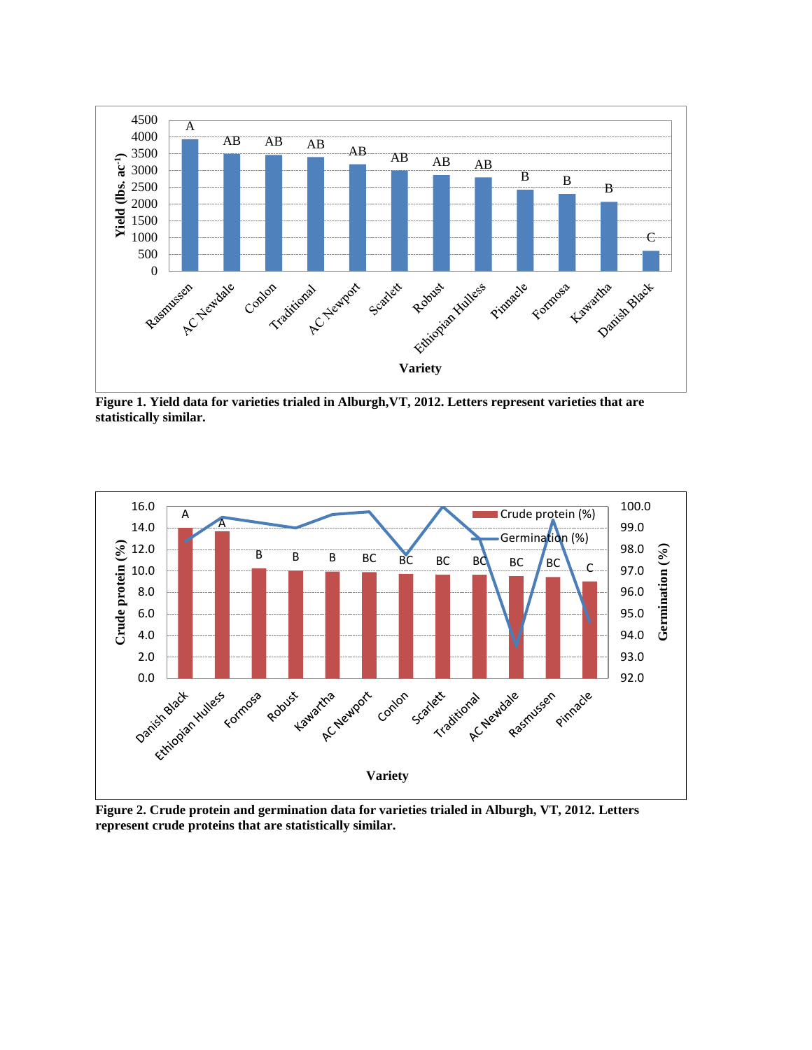**Figure 1. Yield data for varieties trialed in Alburgh,VT, 2012. Letters represent varieties that are statistically similar.**

**Figure 2. Crude protein and germination data for varieties trialed in Alburgh, VT, 2012. Letters represent crude proteins that are statistically similar.**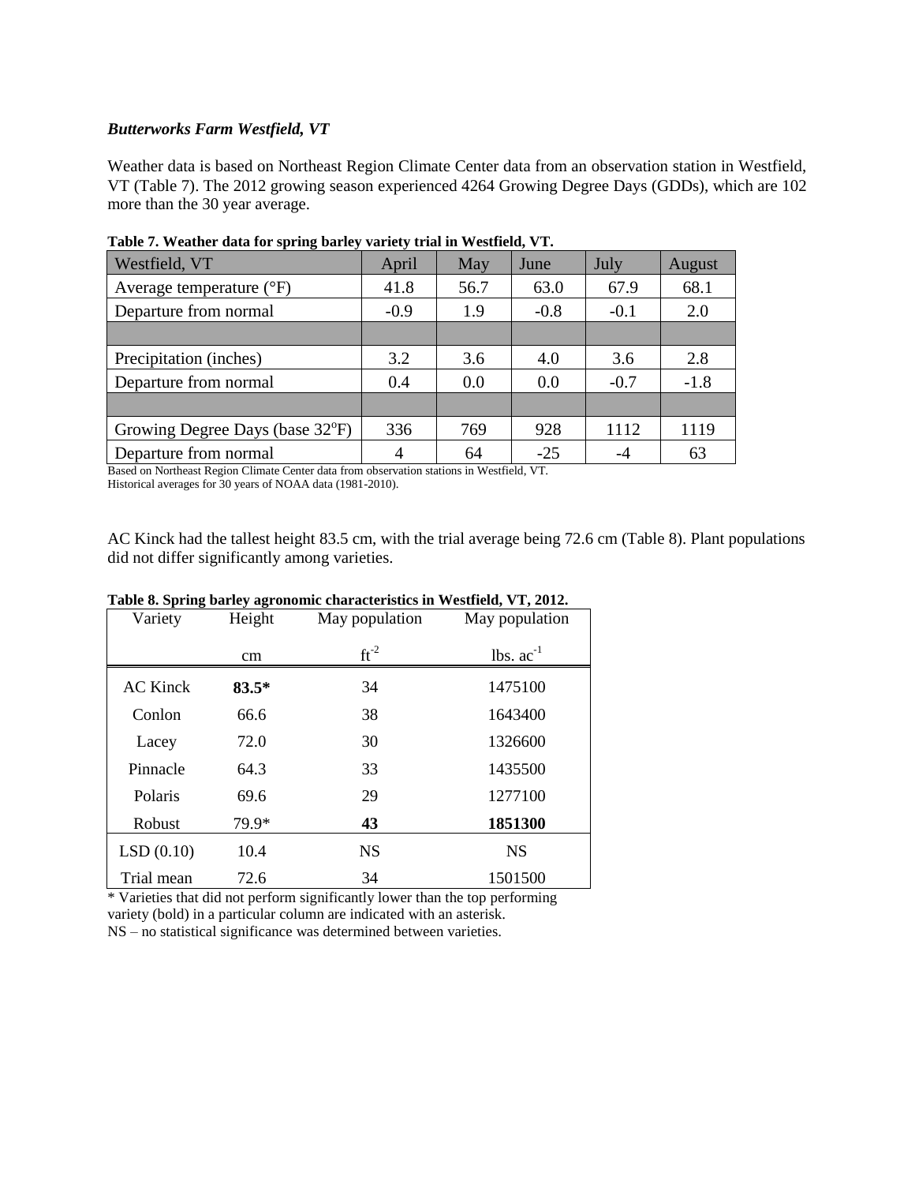***Butterworks Farm Westfield, VT***

Weather data is based on Northeast Region Climate Center data from an observation station in Westfield, VT (Table 7). The 2012 growing season experienced 4264 Growing Degree Days (GDDs), which are 102 more than the 30 year average.

**Table 7. Weather data for spring barley variety trial in Westfield, VT.**

| Westfield, VT | April | May | June | July | August |
|---|---|---|---|---|---|
| Average temperature (°F) | 41.8 | 56.7 | 63.0 | 67.9 | 68.1 |
| Departure from normal | -0.9 | 1.9 | -0.8 | -0.1 | 2.0 |
| | | | | | |
| Precipitation (inches) | 3.2 | 3.6 | 4.0 | 3.6 | 2.8 |
| Departure from normal | 0.4 | 0.0 | 0.0 | -0.7 | -1.8 |
| | | | | | |
| Growing Degree Days (base 32°F) | 336 | 769 | 928 | 1112 | 1119 |
| Departure from normal | 4 | 64 | -25 | -4 | 63 |

Based on Northeast Region Climate Center data from observation stations in Westfield, VT.
Historical averages for 30 years of NOAA data (1981-2010).

AC Kinck had the tallest height 83.5 cm, with the trial average being 72.6 cm (Table 8). Plant populations did not differ significantly among varieties.

**Table 8. Spring barley agronomic characteristics in Westfield, VT, 2012.**

| Variety | Height | May population | May population |
|---|---|---|---|
| | cm | $ft^{-2}$ | lbs. $ac^{-1}$ |
| AC Kinck | **83.5*** | 34 | 1475100 |
| Conlon | 66.6 | 38 | 1643400 |
| Lacey | 72.0 | 30 | 1326600 |
| Pinnacle | 64.3 | 33 | 1435500 |
| Polaris | 69.6 | 29 | 1277100 |
| Robust | 79.9* | **43** | **1851300** |
| LSD (0.10) | 10.4 | NS | NS |
| Trial mean | 72.6 | 34 | 1501500 |

\* Varieties that did not perform significantly lower than the top performing variety (bold) in a particular column are indicated with an asterisk.
NS – no statistical significance was determined between varieties.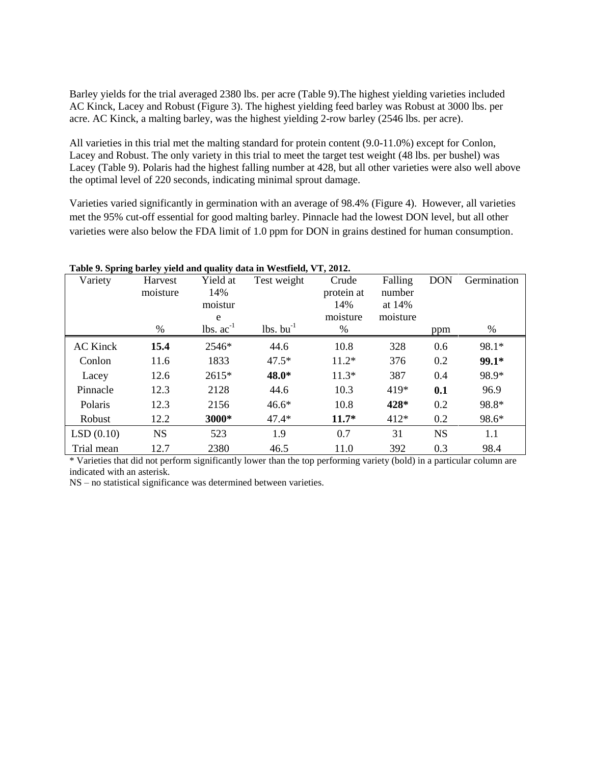Barley yields for the trial averaged 2380 lbs. per acre (Table 9).The highest yielding varieties included AC Kinck, Lacey and Robust (Figure 3). The highest yielding feed barley was Robust at 3000 lbs. per acre. AC Kinck, a malting barley, was the highest yielding 2-row barley (2546 lbs. per acre).

All varieties in this trial met the malting standard for protein content (9.0-11.0%) except for Conlon, Lacey and Robust. The only variety in this trial to meet the target test weight (48 lbs. per bushel) was Lacey (Table 9). Polaris had the highest falling number at 428, but all other varieties were also well above the optimal level of 220 seconds, indicating minimal sprout damage.

Varieties varied significantly in germination with an average of 98.4% (Figure 4). However, all varieties met the 95% cut-off essential for good malting barley. Pinnacle had the lowest DON level, but all other varieties were also below the FDA limit of 1.0 ppm for DON in grains destined for human consumption.

**Table 9. Spring barley yield and quality data in Westfield, VT, 2012.**

| Variety | Harvest moisture | Yield at 14% moisture | Test weight | Crude protein at 14% moisture | Falling number at 14% moisture | DON | Germination |
|---|---|---|---|---|---|---|---|
| | % | lbs. $ac^{-1}$ | lbs. $bu^{-1}$ | % | | ppm | % |
| AC Kinck | **15.4** | 2546* | 44.6 | 10.8 | 328 | 0.6 | 98.1* |
| Conlon | 11.6 | 1833 | 47.5* | 11.2* | 376 | 0.2 | **99.1*** |
| Lacey | 12.6 | 2615* | **48.0*** | 11.3* | 387 | 0.4 | 98.9* |
| Pinnacle | 12.3 | 2128 | 44.6 | 10.3 | 419* | **0.1** | 96.9 |
| Polaris | 12.3 | 2156 | 46.6* | 10.8 | **428*** | 0.2 | 98.8* |
| Robust | 12.2 | **3000*** | 47.4* | **11.7*** | 412* | 0.2 | 98.6* |
| LSD (0.10) | NS | 523 | 1.9 | 0.7 | 31 | NS | 1.1 |
| Trial mean | 12.7 | 2380 | 46.5 | 11.0 | 392 | 0.3 | 98.4 |

* Varieties that did not perform significantly lower than the top performing variety (bold) in a particular column are indicated with an asterisk.

NS – no statistical significance was determined between varieties.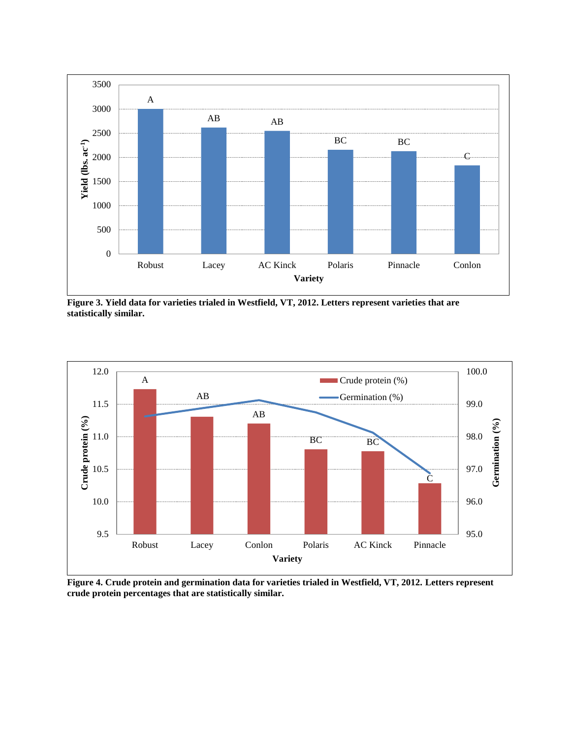**Figure 3. Yield data for varieties trialed in Westfield, VT, 2012. Letters represent varieties that are statistically similar.**

**Figure 4. Crude protein and germination data for varieties trialed in Westfield, VT, 2012. Letters represent crude protein percentages that are statistically similar.**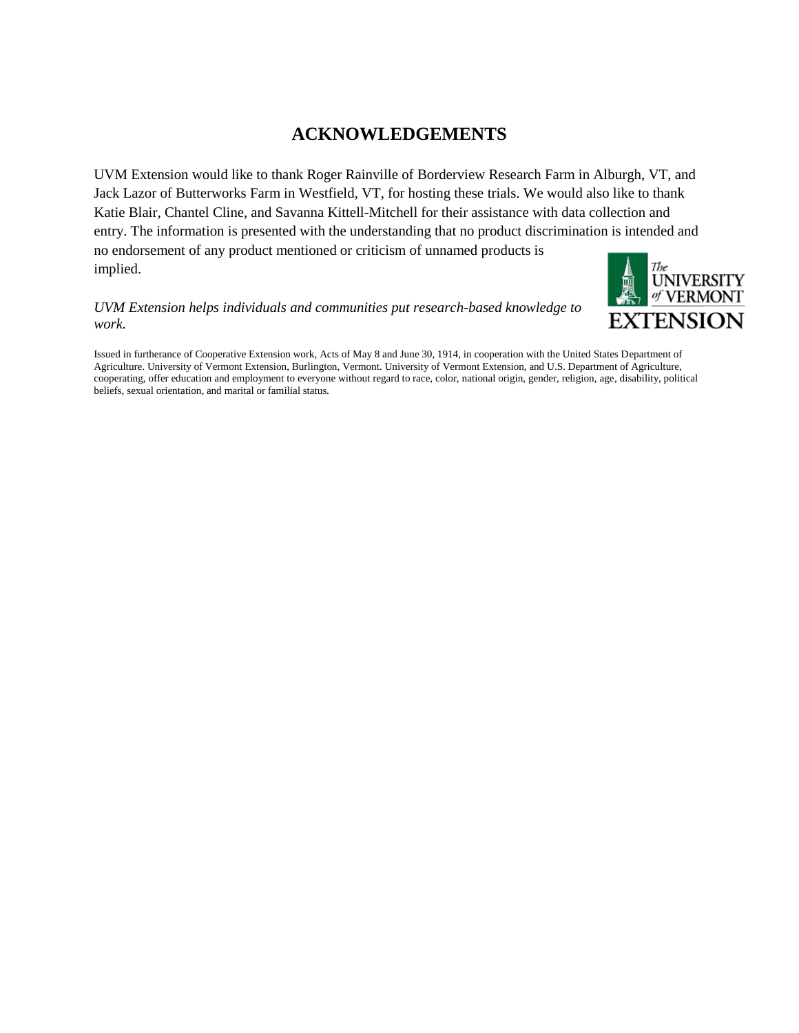# ACKNOWLEDGEMENTS

UVM Extension would like to thank Roger Rainville of Borderview Research Farm in Alburgh, VT, and Jack Lazor of Butterworks Farm in Westfield, VT, for hosting these trials. We would also like to thank Katie Blair, Chantel Cline, and Savanna Kittell-Mitchell for their assistance with data collection and entry. The information is presented with the understanding that no product discrimination is intended and no endorsement of any product mentioned or criticism of unnamed products is implied.

The UNIVERSITY of VERMONT EXTENSION

*UVM Extension helps individuals and communities put research-based knowledge to work.*

Issued in furtherance of Cooperative Extension work, Acts of May 8 and June 30, 1914, in cooperation with the United States Department of Agriculture. University of Vermont Extension, Burlington, Vermont. University of Vermont Extension, and U.S. Department of Agriculture, cooperating, offer education and employment to everyone without regard to race, color, national origin, gender, religion, age, disability, political beliefs, sexual orientation, and marital or familial status.